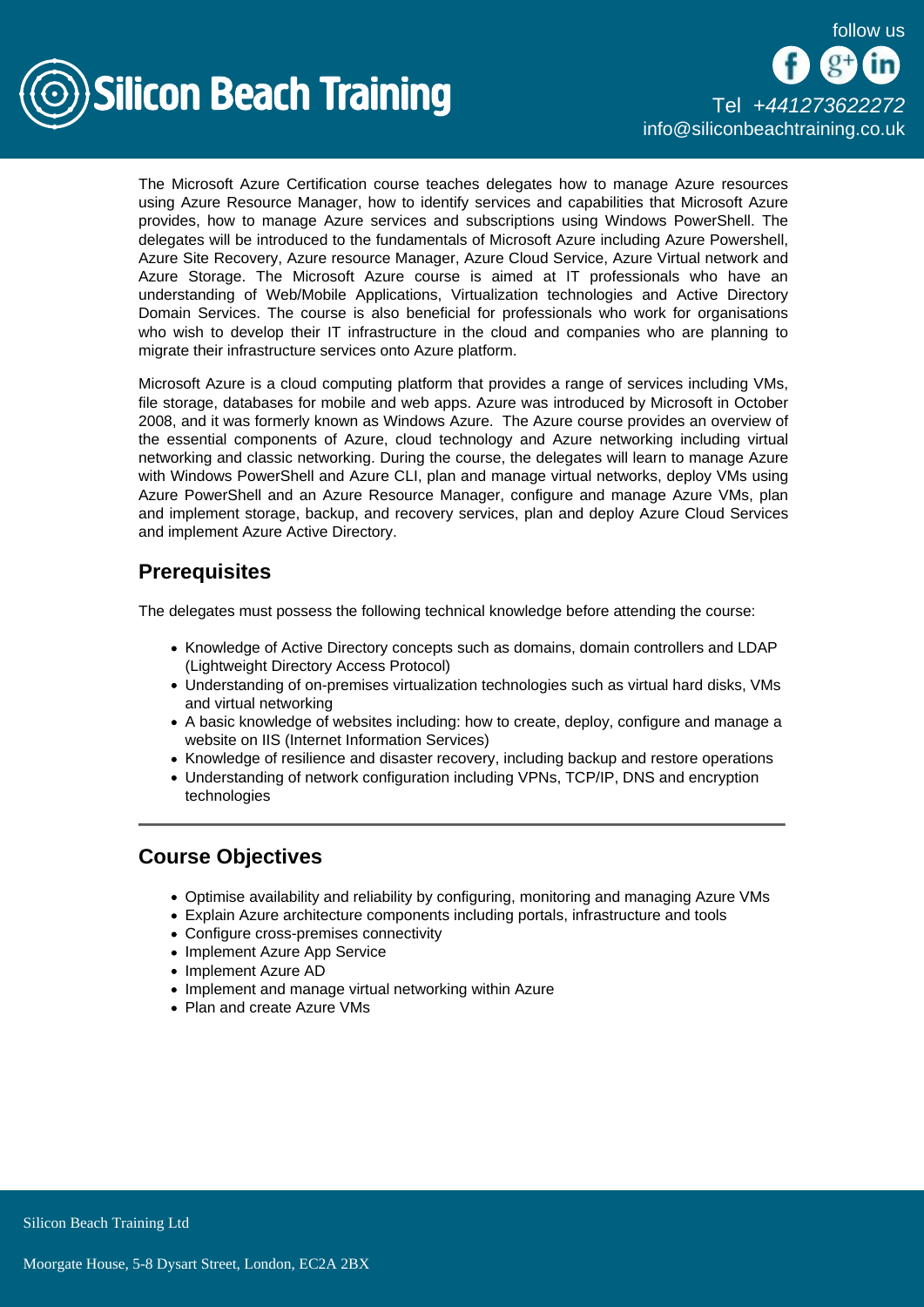The Microsoft Azure Certification course teaches delegates how to manage Azure resources using Azure Resource Manager, how to identify services and capabilities that Microsoft Azure provides, how to manage Azure services and subscriptions using Windows PowerShell. The delegates will be introduced to the fundamentals of Microsoft Azure including Azure Powershell, Azure Site Recovery, Azure resource Manager, Azure Cloud Service, Azure Virtual network and Azure Storage. The Microsoft Azure course is aimed at IT professionals who have an understanding of Web/Mobile Applications, Virtualization technologies and Active Directory Domain Services. The course is also beneficial for professionals who work for organisations who wish to develop their IT infrastructure in the cloud and companies who are planning to migrate their infrastructure services onto Azure platform.

Microsoft Azure is a cloud computing platform that provides a range of services including VMs, file storage, databases for mobile and web apps. Azure was introduced by Microsoft in October 2008, and it was formerly known as Windows Azure. The Azure course provides an overview of the essential components of Azure, cloud technology and Azure networking including virtual networking and classic networking. During the course, the delegates will learn to manage Azure with Windows PowerShell and Azure CLI, plan and manage virtual networks, deploy VMs using Azure PowerShell and an Azure Resource Manager, configure and manage Azure VMs, plan and implement storage, backup, and recovery services, plan and deploy Azure Cloud Services and implement Azure Active Directory.

## Prerequisites

The delegates must possess the following technical knowledge before attending the course:

- Knowledge of Active Directory concepts such as domains, domain controllers and LDAP (Lightweight Directory Access Protocol)
- Understanding of on-premises virtualization technologies such as virtual hard disks, VMs and virtual networking
- A basic knowledge of websites including: how to create, deploy, configure and manage a website on IIS (Internet Information Services)
- Knowledge of resilience and disaster recovery, including backup and restore operations
- Understanding of network configuration including VPNs, TCP/IP, DNS and encryption technologies

---

## Course Objectives

- Optimise availability and reliability by configuring, monitoring and managing Azure VMs
- Explain Azure architecture components including portals, infrastructure and tools
- Configure cross-premises connectivity
- Implement Azure App Service
- Implement Azure AD
- Implement and manage virtual networking within Azure
- Plan and create Azure VMs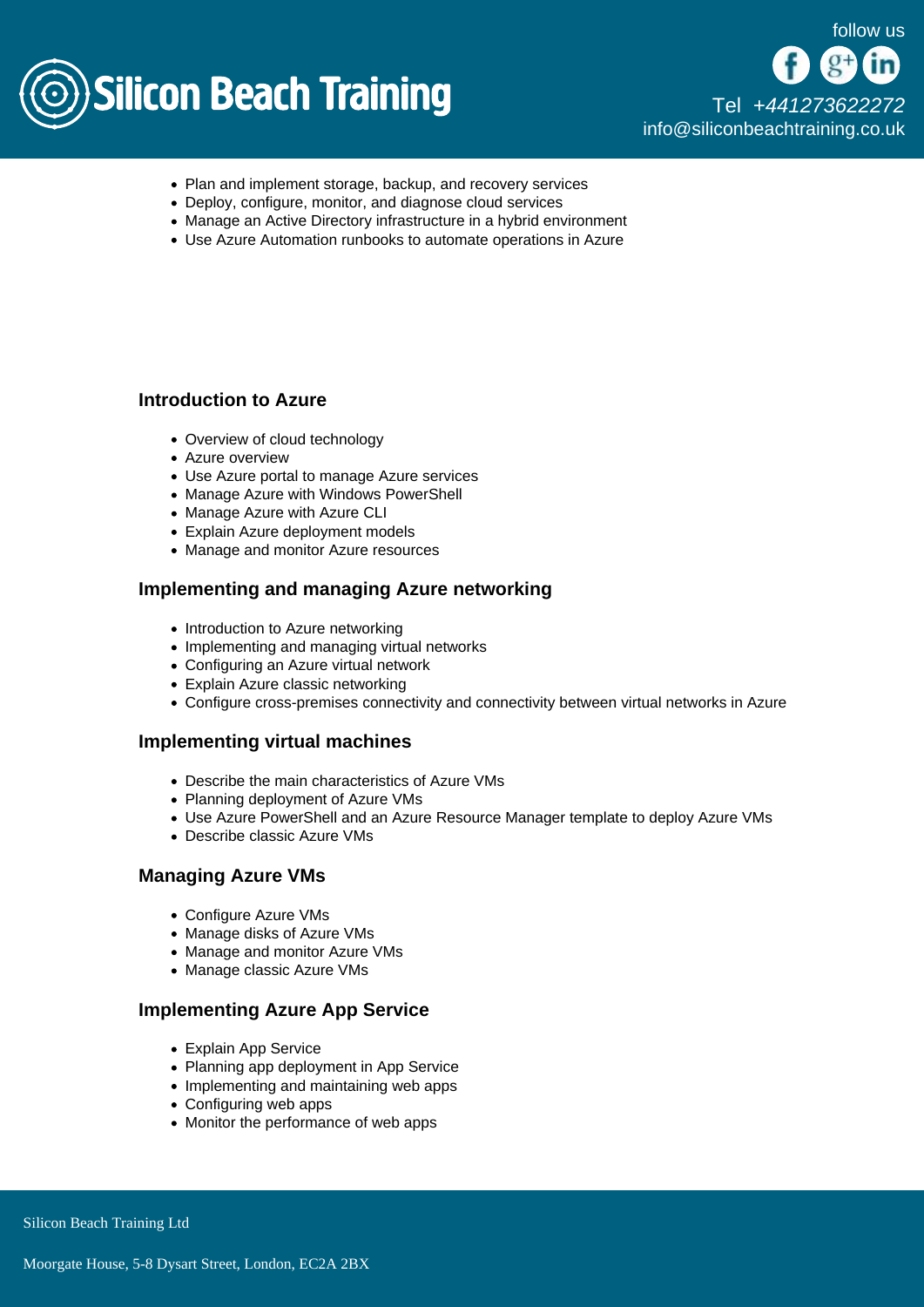- Plan and implement storage, backup, and recovery services
- Deploy, configure, monitor, and diagnose cloud services
- Manage an Active Directory infrastructure in a hybrid environment
- Use Azure Automation runbooks to automate operations in Azure

### Introduction to Azure

- Overview of cloud technology
- Azure overview
- Use Azure portal to manage Azure services
- Manage Azure with Windows PowerShell
- Manage Azure with Azure CLI
- Explain Azure deployment models
- Manage and monitor Azure resources

### Implementing and managing Azure networking

- Introduction to Azure networking
- Implementing and managing virtual networks
- Configuring an Azure virtual network
- Explain Azure classic networking
- Configure cross-premises connectivity and connectivity between virtual networks in Azure

### Implementing virtual machines

- Describe the main characteristics of Azure VMs
- Planning deployment of Azure VMs
- Use Azure PowerShell and an Azure Resource Manager template to deploy Azure VMs
- Describe classic Azure VMs

### Managing Azure VMs

- Configure Azure VMs
- Manage disks of Azure VMs
- Manage and monitor Azure VMs
- Manage classic Azure VMs

### Implementing Azure App Service

- Explain App Service
- Planning app deployment in App Service
- Implementing and maintaining web apps
- Configuring web apps
- Monitor the performance of web apps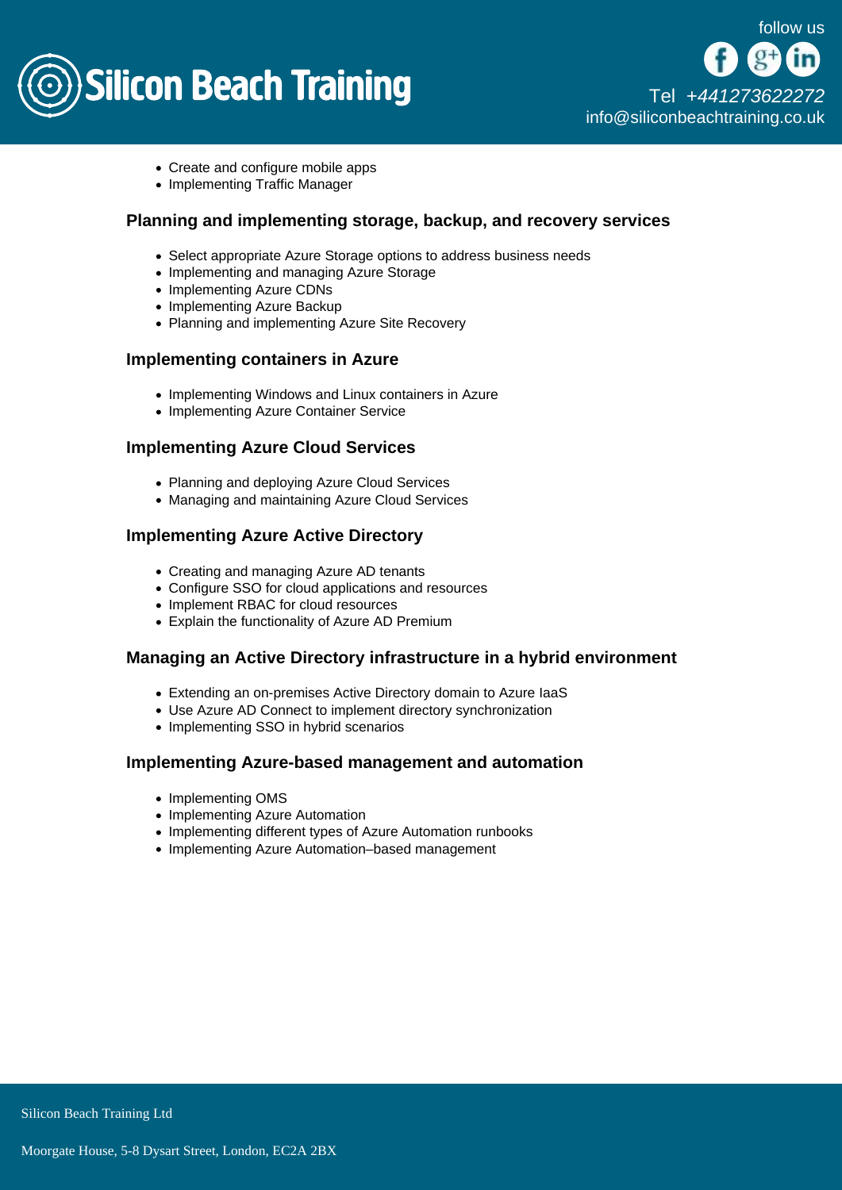- Create and configure mobile apps
- Implementing Traffic Manager

### Planning and implementing storage, backup, and recovery services

- Select appropriate Azure Storage options to address business needs
- Implementing and managing Azure Storage
- Implementing Azure CDNs
- Implementing Azure Backup
- Planning and implementing Azure Site Recovery

### Implementing containers in Azure

- Implementing Windows and Linux containers in Azure
- Implementing Azure Container Service

### Implementing Azure Cloud Services

- Planning and deploying Azure Cloud Services
- Managing and maintaining Azure Cloud Services

### Implementing Azure Active Directory

- Creating and managing Azure AD tenants
- Configure SSO for cloud applications and resources
- Implement RBAC for cloud resources
- Explain the functionality of Azure AD Premium

### Managing an Active Directory infrastructure in a hybrid environment

- Extending an on-premises Active Directory domain to Azure IaaS
- Use Azure AD Connect to implement directory synchronization
- Implementing SSO in hybrid scenarios

### Implementing Azure-based management and automation

- Implementing OMS
- Implementing Azure Automation
- Implementing different types of Azure Automation runbooks
- Implementing Azure Automation–based management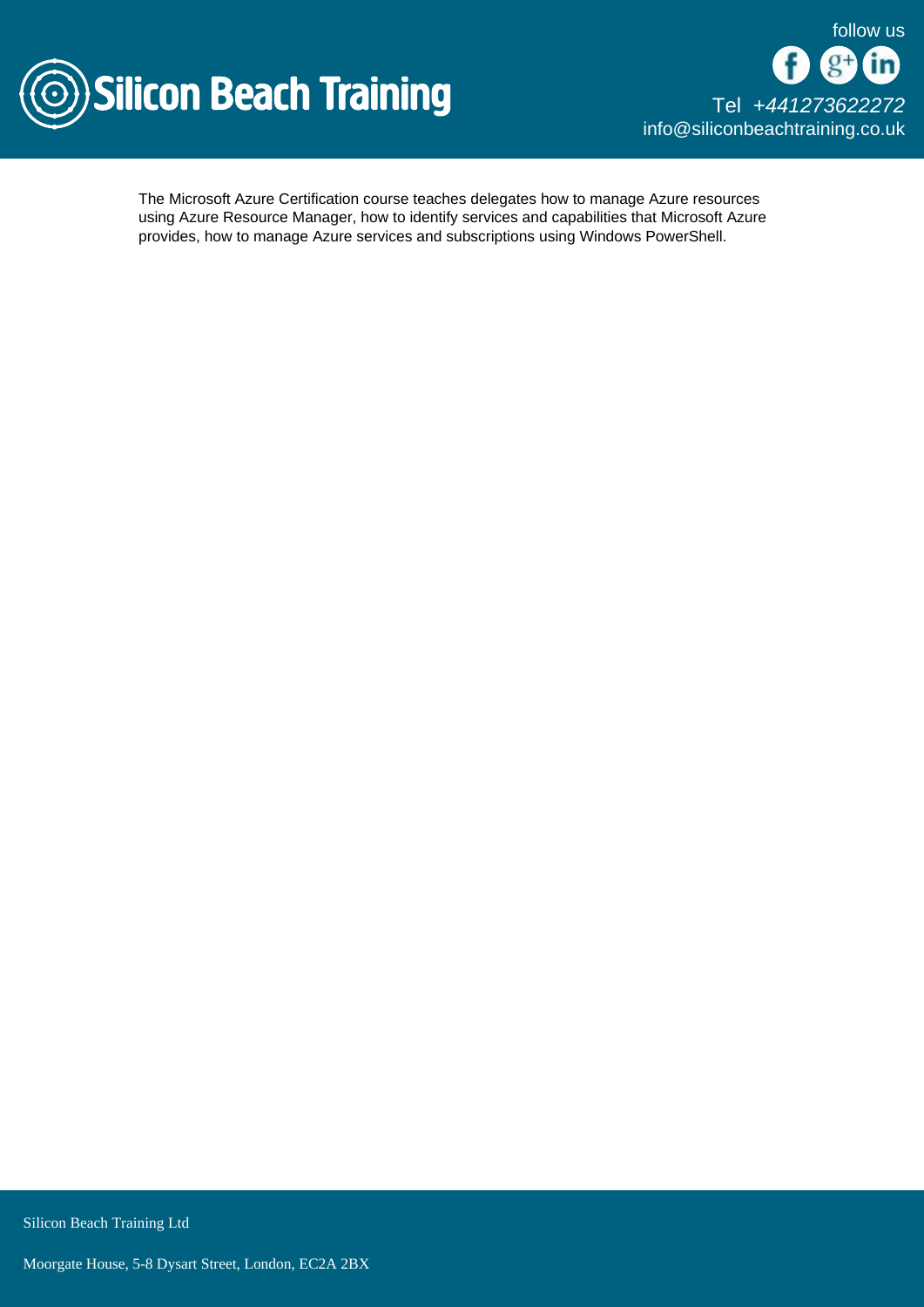The Microsoft Azure Certification course teaches delegates how to manage Azure resources using Azure Resource Manager, how to identify services and capabilities that Microsoft Azure provides, how to manage Azure services and subscriptions using Windows PowerShell.